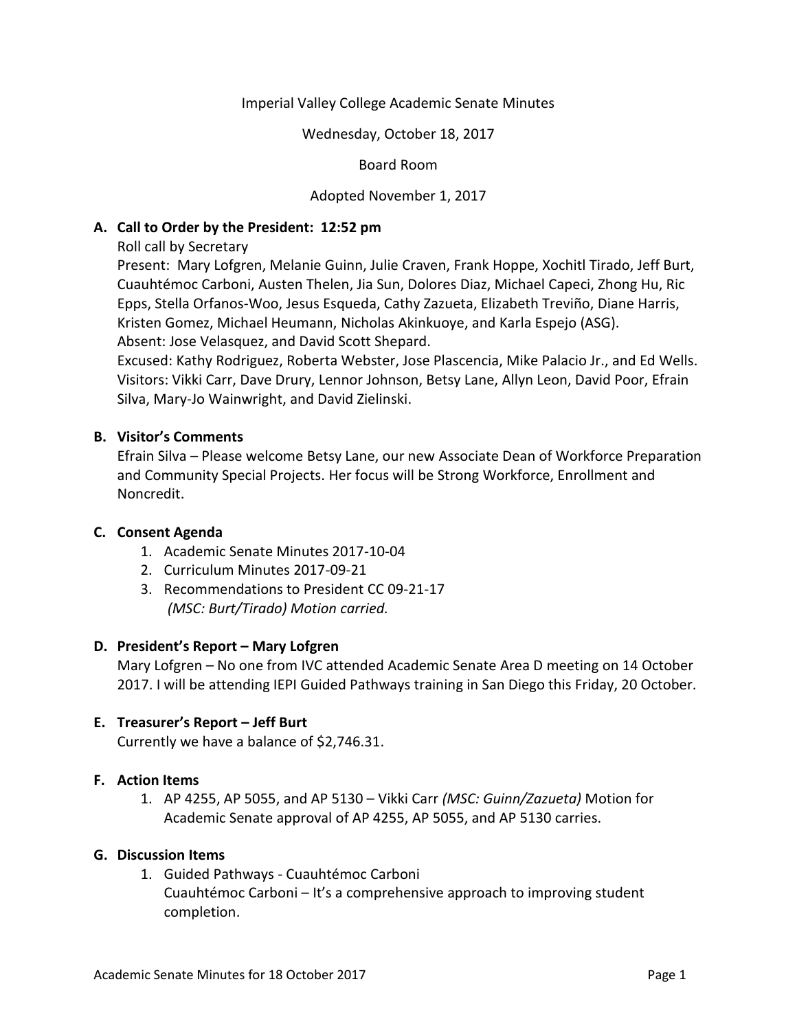Imperial Valley College Academic Senate Minutes

Wednesday, October 18, 2017

Board Room

Adopted November 1, 2017

**A. Call to Order by the President: 12:52 pm**

Roll call by Secretary

Present: Mary Lofgren, Melanie Guinn, Julie Craven, Frank Hoppe, Xochitl Tirado, Jeff Burt, Cuauhtémoc Carboni, Austen Thelen, Jia Sun, Dolores Diaz, Michael Capeci, Zhong Hu, Ric Epps, Stella Orfanos-Woo, Jesus Esqueda, Cathy Zazueta, Elizabeth Treviño, Diane Harris, Kristen Gomez, Michael Heumann, Nicholas Akinkuoye, and Karla Espejo (ASG).

Absent: Jose Velasquez, and David Scott Shepard.

Excused: Kathy Rodriguez, Roberta Webster, Jose Plascencia, Mike Palacio Jr., and Ed Wells.

Visitors: Vikki Carr, Dave Drury, Lennor Johnson, Betsy Lane, Allyn Leon, David Poor, Efrain Silva, Mary-Jo Wainwright, and David Zielinski.

**B. Visitor's Comments**

Efrain Silva – Please welcome Betsy Lane, our new Associate Dean of Workforce Preparation and Community Special Projects. Her focus will be Strong Workforce, Enrollment and Noncredit.

**C. Consent Agenda**

1. Academic Senate Minutes 2017-10-04
2. Curriculum Minutes 2017-09-21
3. Recommendations to President CC 09-21-17
   *(MSC: Burt/Tirado) Motion carried.*

**D. President's Report – Mary Lofgren**

Mary Lofgren – No one from IVC attended Academic Senate Area D meeting on 14 October 2017. I will be attending IEPI Guided Pathways training in San Diego this Friday, 20 October.

**E. Treasurer's Report – Jeff Burt**

Currently we have a balance of $2,746.31.

**F. Action Items**

1. AP 4255, AP 5055, and AP 5130 – Vikki Carr *(MSC: Guinn/Zazueta)* Motion for Academic Senate approval of AP 4255, AP 5055, and AP 5130 carries.

**G. Discussion Items**

1. Guided Pathways - Cuauhtémoc Carboni
   Cuauhtémoc Carboni – It's a comprehensive approach to improving student completion.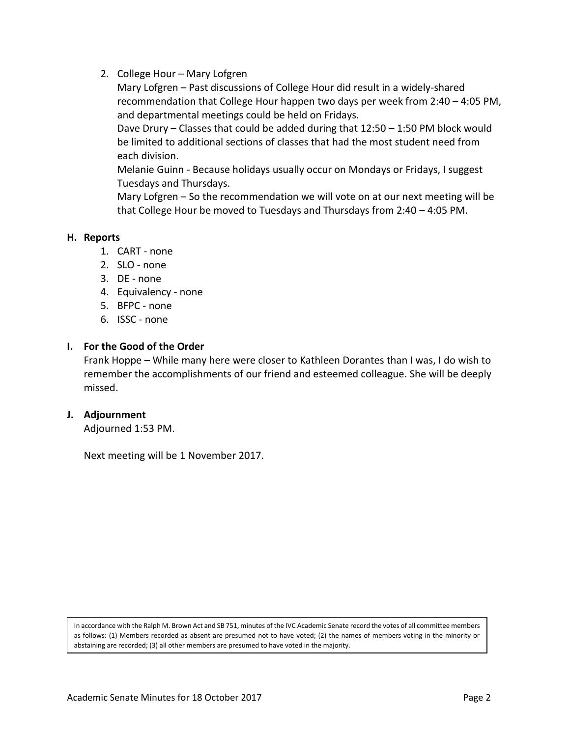2. College Hour – Mary Lofgren

   Mary Lofgren – Past discussions of College Hour did result in a widely-shared recommendation that College Hour happen two days per week from 2:40 – 4:05 PM, and departmental meetings could be held on Fridays.

   Dave Drury – Classes that could be added during that 12:50 – 1:50 PM block would be limited to additional sections of classes that had the most student need from each division.

   Melanie Guinn - Because holidays usually occur on Mondays or Fridays, I suggest Tuesdays and Thursdays.

   Mary Lofgren – So the recommendation we will vote on at our next meeting will be that College Hour be moved to Tuesdays and Thursdays from 2:40 – 4:05 PM.

### H. Reports

1. CART - none
2. SLO - none
3. DE - none
4. Equivalency - none
5. BFPC - none
6. ISSC - none

### I. For the Good of the Order

Frank Hoppe – While many here were closer to Kathleen Dorantes than I was, I do wish to remember the accomplishments of our friend and esteemed colleague. She will be deeply missed.

### J. Adjournment

Adjourned 1:53 PM.

Next meeting will be 1 November 2017.

In accordance with the Ralph M. Brown Act and SB 751, minutes of the IVC Academic Senate record the votes of all committee members as follows: (1) Members recorded as absent are presumed not to have voted; (2) the names of members voting in the minority or abstaining are recorded; (3) all other members are presumed to have voted in the majority.